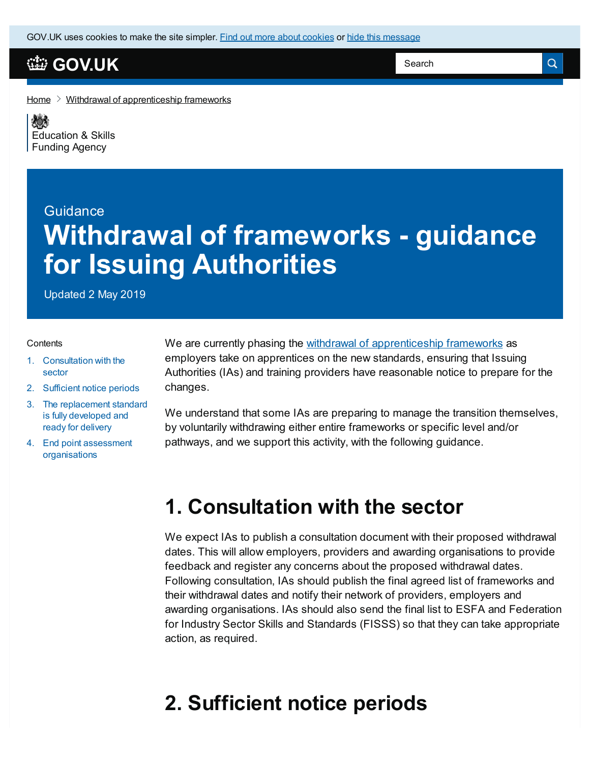GOV.UK uses cookies to make the site simpler. Find out more about cookies or hide this message

GOV.UK

Home > Withdrawal of apprenticeship frameworks

Education & Skills Funding Agency

Guidance

# Withdrawal of frameworks - guidance for Issuing Authorities

Updated 2 May 2019

Contents

1. Consultation with the sector
2. Sufficient notice periods
3. The replacement standard is fully developed and ready for delivery
4. End point assessment organisations

We are currently phasing the withdrawal of apprenticeship frameworks as employers take on apprentices on the new standards, ensuring that Issuing Authorities (IAs) and training providers have reasonable notice to prepare for the changes.

We understand that some IAs are preparing to manage the transition themselves, by voluntarily withdrawing either entire frameworks or specific level and/or pathways, and we support this activity, with the following guidance.

## 1. Consultation with the sector

We expect IAs to publish a consultation document with their proposed withdrawal dates. This will allow employers, providers and awarding organisations to provide feedback and register any concerns about the proposed withdrawal dates. Following consultation, IAs should publish the final agreed list of frameworks and their withdrawal dates and notify their network of providers, employers and awarding organisations. IAs should also send the final list to ESFA and Federation for Industry Sector Skills and Standards (FISSS) so that they can take appropriate action, as required.

## 2. Sufficient notice periods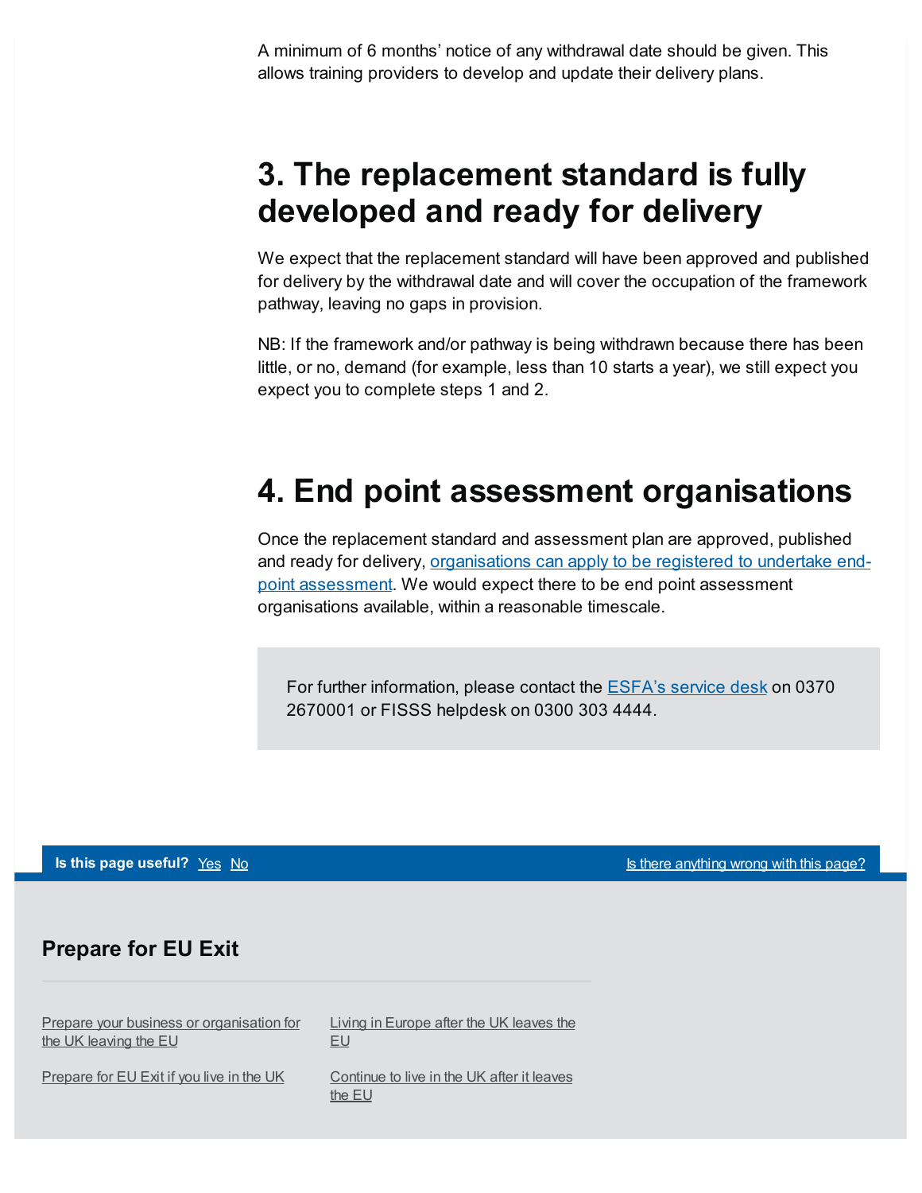A minimum of 6 months' notice of any withdrawal date should be given. This allows training providers to develop and update their delivery plans.

## 3. The replacement standard is fully developed and ready for delivery

We expect that the replacement standard will have been approved and published for delivery by the withdrawal date and will cover the occupation of the framework pathway, leaving no gaps in provision.

NB: If the framework and/or pathway is being withdrawn because there has been little, or no, demand (for example, less than 10 starts a year), we still expect you expect you to complete steps 1 and 2.

## 4. End point assessment organisations

Once the replacement standard and assessment plan are approved, published and ready for delivery, organisations can apply to be registered to undertake end-point assessment. We would expect there to be end point assessment organisations available, within a reasonable timescale.

For further information, please contact the ESFA's service desk on 0370 2670001 or FISSS helpdesk on 0300 303 4444.

**Is this page useful?** Yes No

Is there anything wrong with this page?

### Prepare for EU Exit

Prepare your business or organisation for the UK leaving the EU

Prepare for EU Exit if you live in the UK

Living in Europe after the UK leaves the EU

Continue to live in the UK after it leaves the EU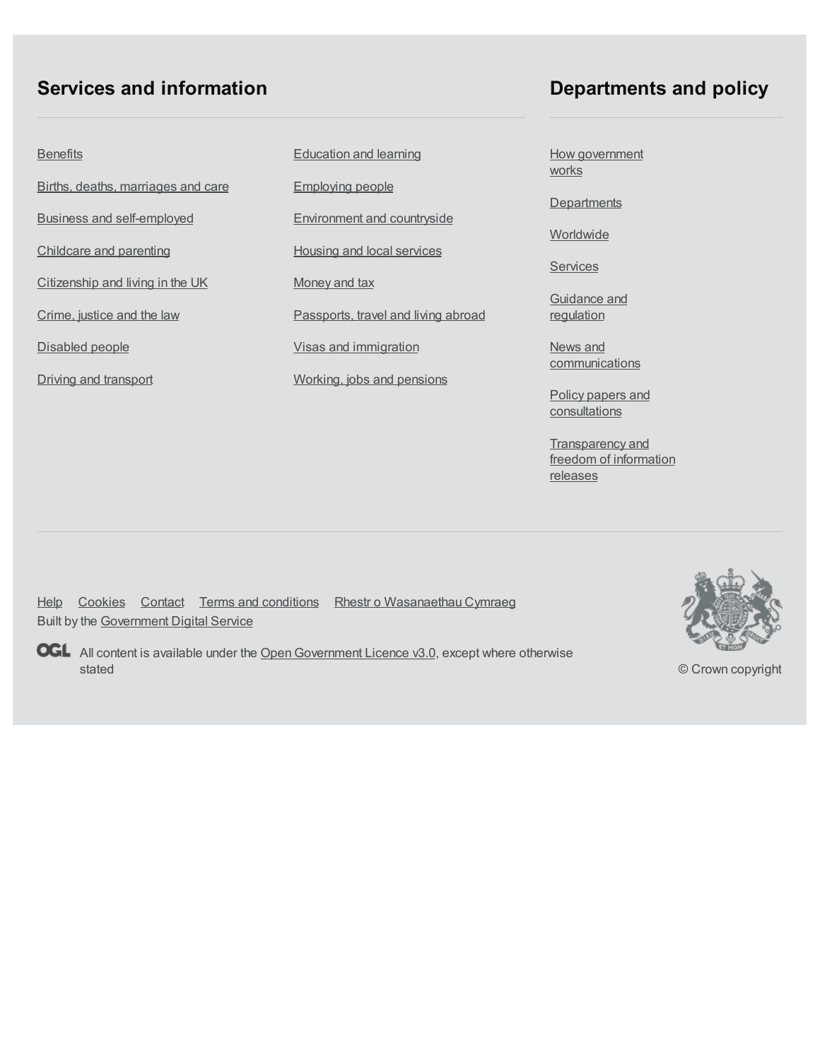## Services and information

- Benefits
- Births, deaths, marriages and care
- Business and self-employed
- Childcare and parenting
- Citizenship and living in the UK
- Crime, justice and the law
- Disabled people
- Driving and transport
- Education and learning
- Employing people
- Environment and countryside
- Housing and local services
- Money and tax
- Passports, travel and living abroad
- Visas and immigration
- Working, jobs and pensions

## Departments and policy

- How government works
- Departments
- Worldwide
- Services
- Guidance and regulation
- News and communications
- Policy papers and consultations
- Transparency and freedom of information releases

Help Cookies Contact Terms and conditions Rhestr o Wasanaethau Cymraeg

Built by the Government Digital Service

All content is available under the Open Government Licence v3.0, except where otherwise stated

© Crown copyright